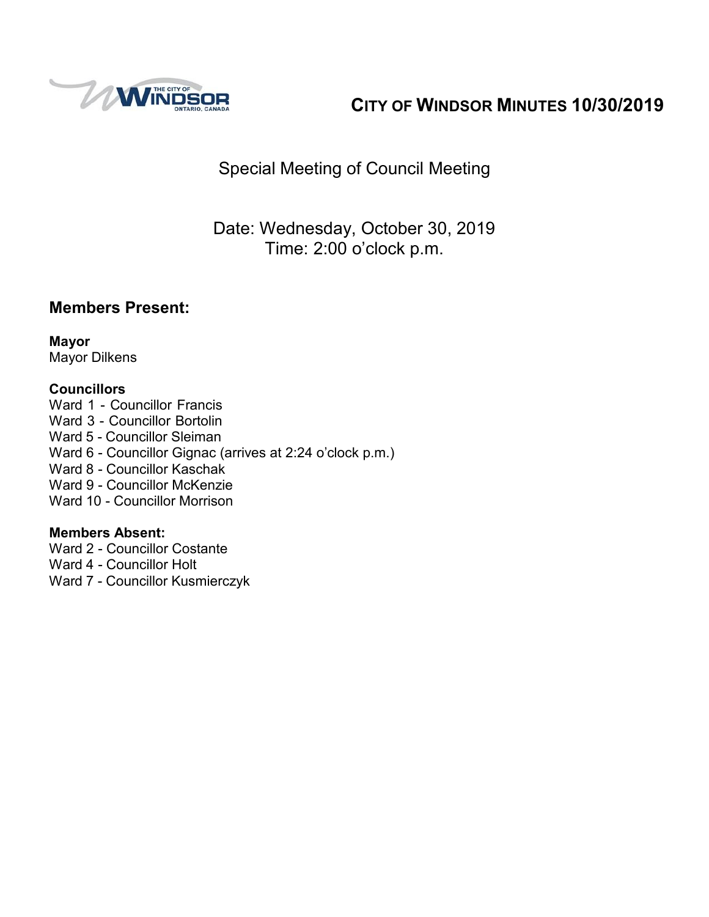# CITY OF WINDSOR MINUTES 10/30/2019

## Special Meeting of Council Meeting

Date: Wednesday, October 30, 2019
Time: 2:00 o'clock p.m.

## Members Present:

**Mayor**
Mayor Dilkens

**Councillors**
Ward 1 - Councillor Francis
Ward 3 - Councillor Bortolin
Ward 5 - Councillor Sleiman
Ward 6 - Councillor Gignac (arrives at 2:24 o'clock p.m.)
Ward 8 - Councillor Kaschak
Ward 9 - Councillor McKenzie
Ward 10 - Councillor Morrison

**Members Absent:**
Ward 2 - Councillor Costante
Ward 4 - Councillor Holt
Ward 7 - Councillor Kusmierczyk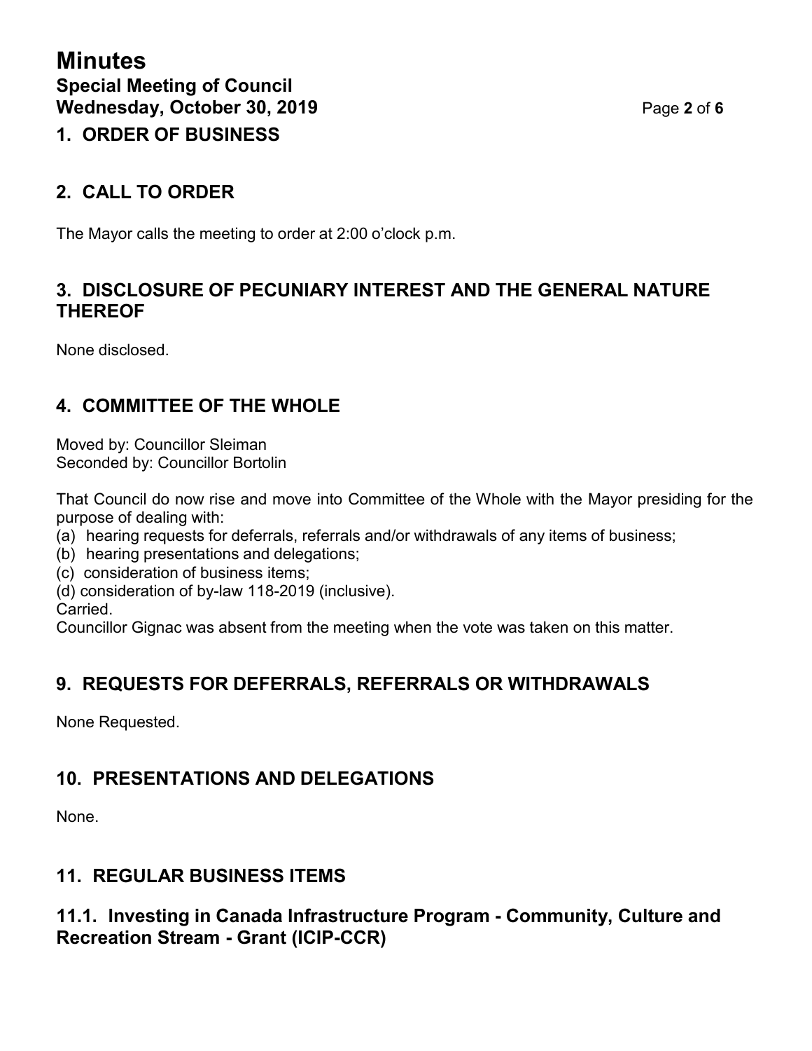## 1. ORDER OF BUSINESS

## 2. CALL TO ORDER

The Mayor calls the meeting to order at 2:00 o'clock p.m.

## 3. DISCLOSURE OF PECUNIARY INTEREST AND THE GENERAL NATURE THEREOF

None disclosed.

## 4. COMMITTEE OF THE WHOLE

Moved by: Councillor Sleiman
Seconded by: Councillor Bortolin

That Council do now rise and move into Committee of the Whole with the Mayor presiding for the purpose of dealing with:

(a) hearing requests for deferrals, referrals and/or withdrawals of any items of business;
(b) hearing presentations and delegations;
(c) consideration of business items;
(d) consideration of by-law 118-2019 (inclusive).

Carried.
Councillor Gignac was absent from the meeting when the vote was taken on this matter.

## 9. REQUESTS FOR DEFERRALS, REFERRALS OR WITHDRAWALS

None Requested.

## 10. PRESENTATIONS AND DELEGATIONS

None.

## 11. REGULAR BUSINESS ITEMS

### 11.1. Investing in Canada Infrastructure Program - Community, Culture and Recreation Stream - Grant (ICIP-CCR)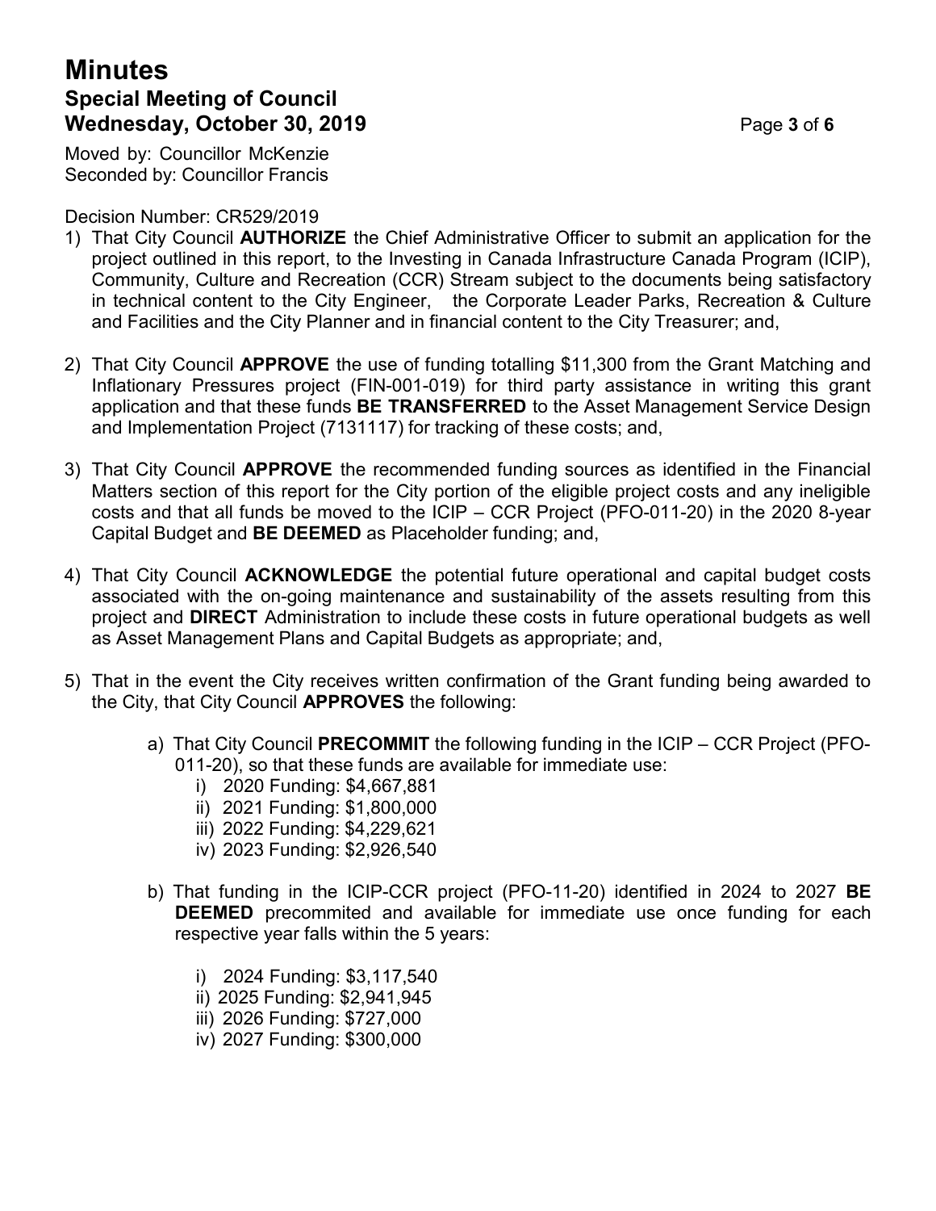Moved by: Councillor McKenzie
Seconded by: Councillor Francis

Decision Number: CR529/2019

1) That City Council **AUTHORIZE** the Chief Administrative Officer to submit an application for the project outlined in this report, to the Investing in Canada Infrastructure Canada Program (ICIP), Community, Culture and Recreation (CCR) Stream subject to the documents being satisfactory in technical content to the City Engineer, the Corporate Leader Parks, Recreation & Culture and Facilities and the City Planner and in financial content to the City Treasurer; and,

2) That City Council **APPROVE** the use of funding totalling $11,300 from the Grant Matching and Inflationary Pressures project (FIN-001-019) for third party assistance in writing this grant application and that these funds **BE TRANSFERRED** to the Asset Management Service Design and Implementation Project (7131117) for tracking of these costs; and,

3) That City Council **APPROVE** the recommended funding sources as identified in the Financial Matters section of this report for the City portion of the eligible project costs and any ineligible costs and that all funds be moved to the ICIP – CCR Project (PFO-011-20) in the 2020 8-year Capital Budget and **BE DEEMED** as Placeholder funding; and,

4) That City Council **ACKNOWLEDGE** the potential future operational and capital budget costs associated with the on-going maintenance and sustainability of the assets resulting from this project and **DIRECT** Administration to include these costs in future operational budgets as well as Asset Management Plans and Capital Budgets as appropriate; and,

5) That in the event the City receives written confirmation of the Grant funding being awarded to the City, that City Council **APPROVES** the following:

    a) That City Council **PRECOMMIT** the following funding in the ICIP – CCR Project (PFO-011-20), so that these funds are available for immediate use:
        i) 2020 Funding: $4,667,881
        ii) 2021 Funding: $1,800,000
        iii) 2022 Funding: $4,229,621
        iv) 2023 Funding: $2,926,540

    b) That funding in the ICIP-CCR project (PFO-11-20) identified in 2024 to 2027 **BE DEEMED** precommited and available for immediate use once funding for each respective year falls within the 5 years:
        i) 2024 Funding: $3,117,540
        ii) 2025 Funding: $2,941,945
        iii) 2026 Funding: $727,000
        iv) 2027 Funding: $300,000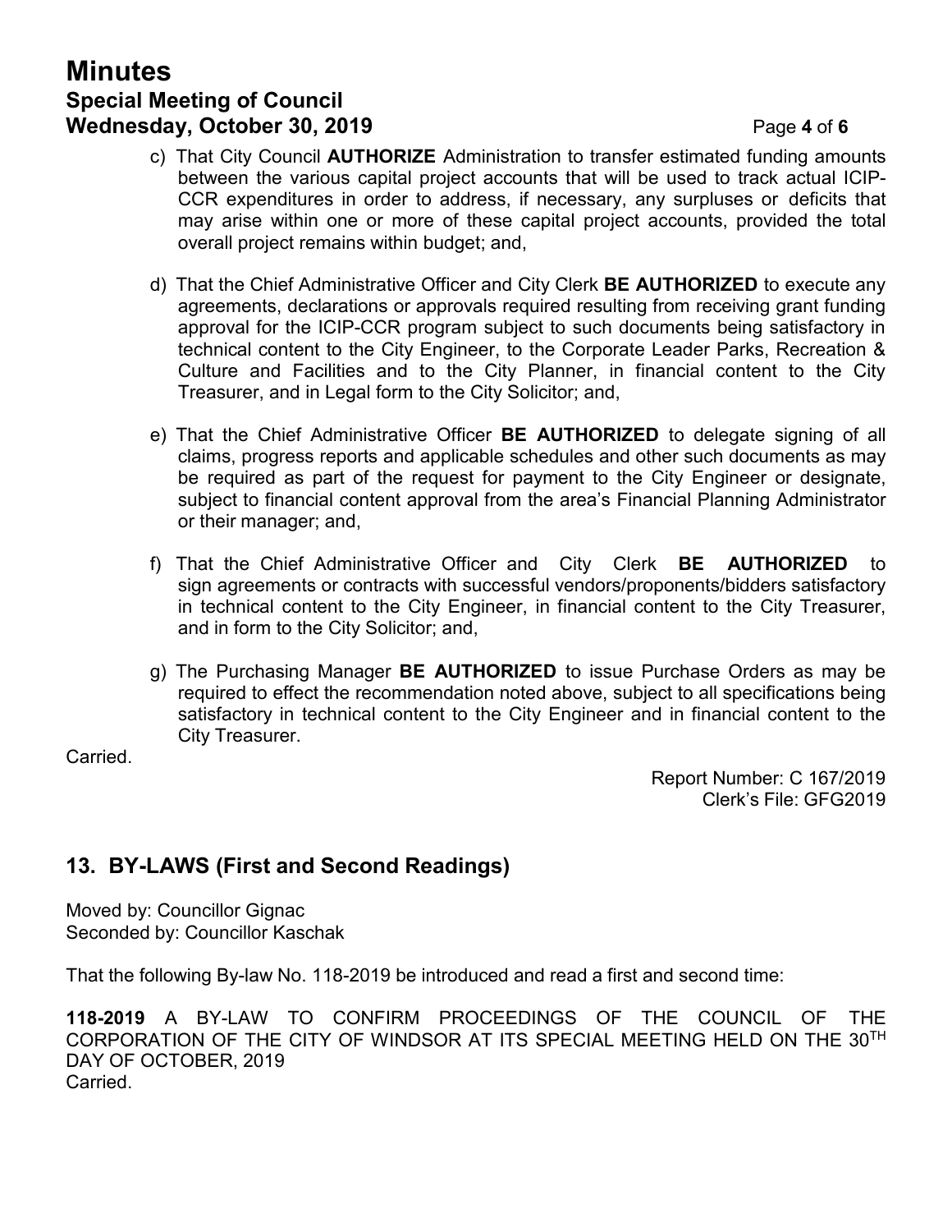c) That City Council **AUTHORIZE** Administration to transfer estimated funding amounts between the various capital project accounts that will be used to track actual ICIP-CCR expenditures in order to address, if necessary, any surpluses or deficits that may arise within one or more of these capital project accounts, provided the total overall project remains within budget; and,

d) That the Chief Administrative Officer and City Clerk **BE AUTHORIZED** to execute any agreements, declarations or approvals required resulting from receiving grant funding approval for the ICIP-CCR program subject to such documents being satisfactory in technical content to the City Engineer, to the Corporate Leader Parks, Recreation & Culture and Facilities and to the City Planner, in financial content to the City Treasurer, and in Legal form to the City Solicitor; and,

e) That the Chief Administrative Officer **BE AUTHORIZED** to delegate signing of all claims, progress reports and applicable schedules and other such documents as may be required as part of the request for payment to the City Engineer or designate, subject to financial content approval from the area's Financial Planning Administrator or their manager; and,

f) That the Chief Administrative Officer and City Clerk **BE AUTHORIZED** to sign agreements or contracts with successful vendors/proponents/bidders satisfactory in technical content to the City Engineer, in financial content to the City Treasurer, and in form to the City Solicitor; and,

g) The Purchasing Manager **BE AUTHORIZED** to issue Purchase Orders as may be required to effect the recommendation noted above, subject to all specifications being satisfactory in technical content to the City Engineer and in financial content to the City Treasurer.

Carried.

Report Number: C 167/2019
Clerk's File: GFG2019

## 13. BY-LAWS (First and Second Readings)

Moved by: Councillor Gignac
Seconded by: Councillor Kaschak

That the following By-law No. 118-2019 be introduced and read a first and second time:

**118-2019** A BY-LAW TO CONFIRM PROCEEDINGS OF THE COUNCIL OF THE CORPORATION OF THE CITY OF WINDSOR AT ITS SPECIAL MEETING HELD ON THE 30TH DAY OF OCTOBER, 2019
Carried.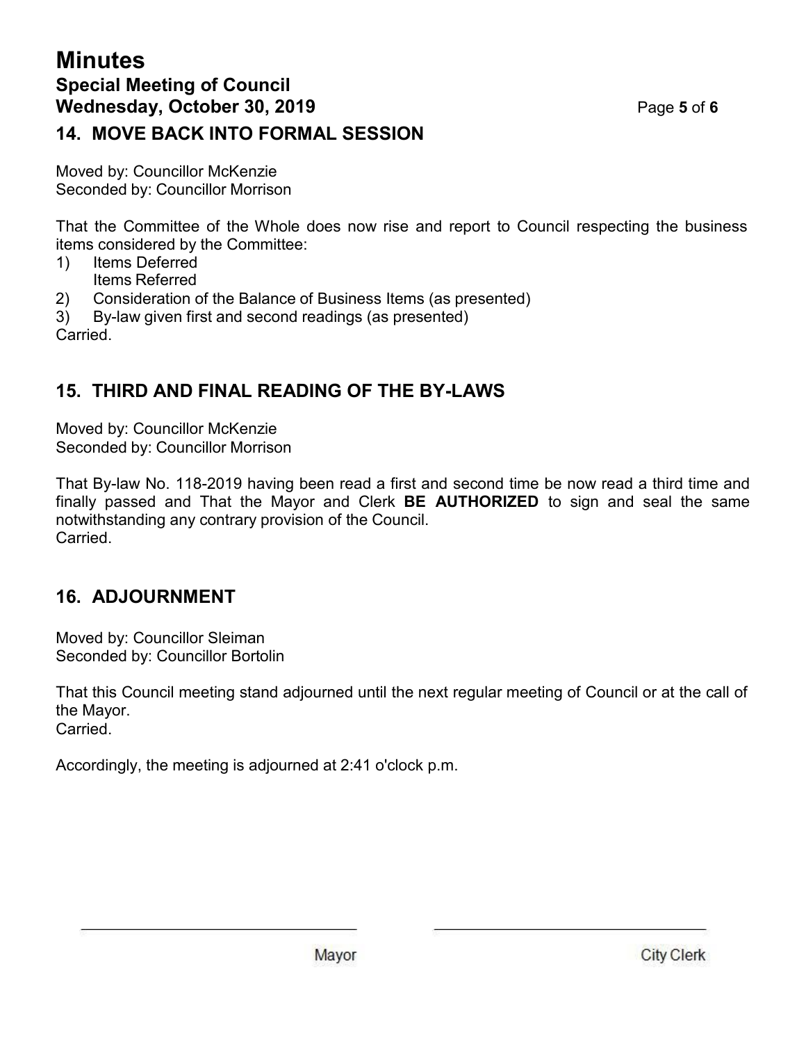## 14. MOVE BACK INTO FORMAL SESSION

Moved by: Councillor McKenzie
Seconded by: Councillor Morrison

That the Committee of the Whole does now rise and report to Council respecting the business items considered by the Committee:

1) Items Deferred
   Items Referred
2) Consideration of the Balance of Business Items (as presented)
3) By-law given first and second readings (as presented)

Carried.

## 15. THIRD AND FINAL READING OF THE BY-LAWS

Moved by: Councillor McKenzie
Seconded by: Councillor Morrison

That By-law No. 118-2019 having been read a first and second time be now read a third time and finally passed and That the Mayor and Clerk **BE AUTHORIZED** to sign and seal the same notwithstanding any contrary provision of the Council.
Carried.

## 16. ADJOURNMENT

Moved by: Councillor Sleiman
Seconded by: Councillor Bortolin

That this Council meeting stand adjourned until the next regular meeting of Council or at the call of the Mayor.
Carried.

Accordingly, the meeting is adjourned at 2:41 o'clock p.m.

Mayor

City Clerk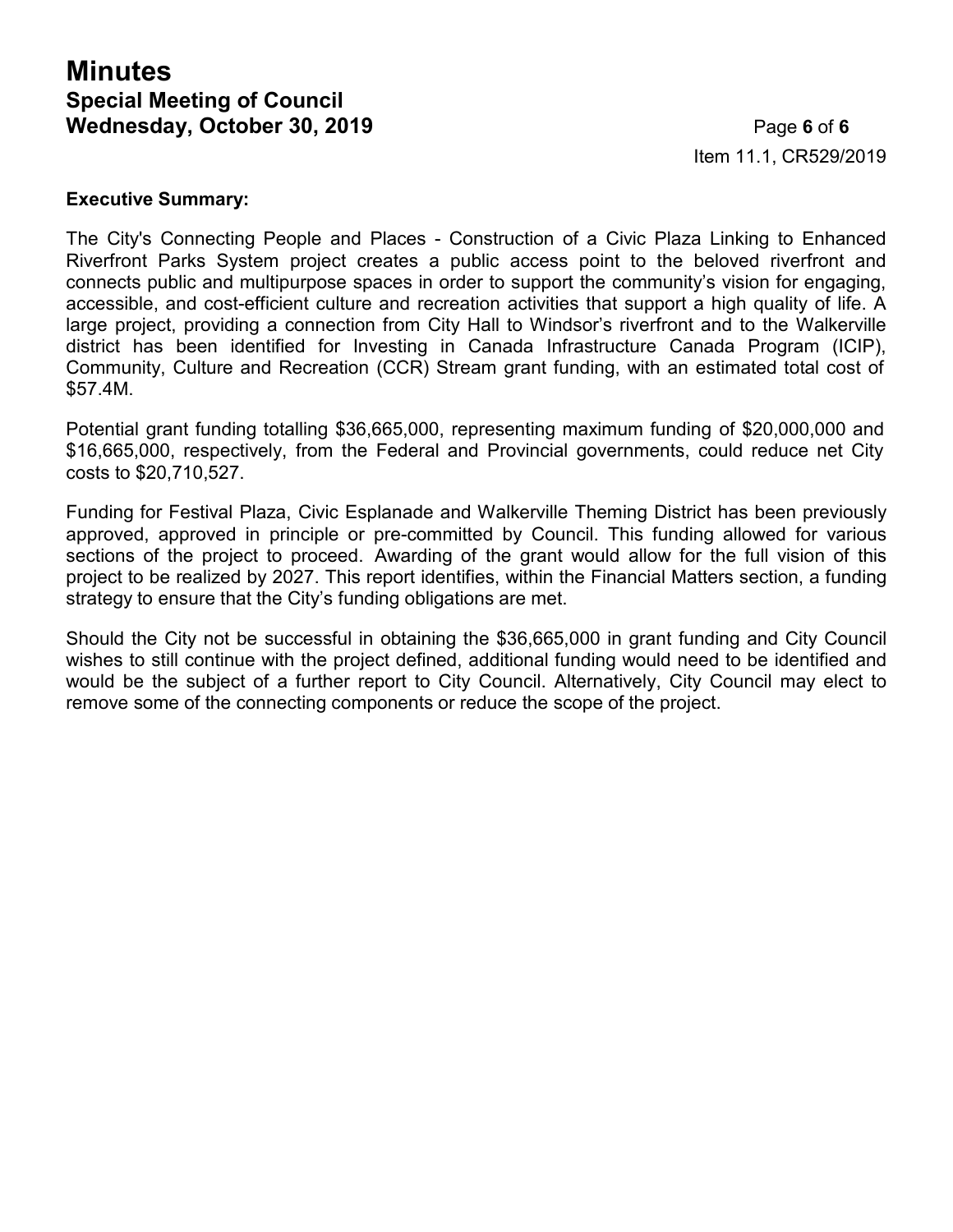Item 11.1, CR529/2019

**Executive Summary:**

The City's Connecting People and Places - Construction of a Civic Plaza Linking to Enhanced Riverfront Parks System project creates a public access point to the beloved riverfront and connects public and multipurpose spaces in order to support the community's vision for engaging, accessible, and cost-efficient culture and recreation activities that support a high quality of life. A large project, providing a connection from City Hall to Windsor's riverfront and to the Walkerville district has been identified for Investing in Canada Infrastructure Canada Program (ICIP), Community, Culture and Recreation (CCR) Stream grant funding, with an estimated total cost of $57.4M.

Potential grant funding totalling $36,665,000, representing maximum funding of $20,000,000 and $16,665,000, respectively, from the Federal and Provincial governments, could reduce net City costs to $20,710,527.

Funding for Festival Plaza, Civic Esplanade and Walkerville Theming District has been previously approved, approved in principle or pre-committed by Council. This funding allowed for various sections of the project to proceed. Awarding of the grant would allow for the full vision of this project to be realized by 2027. This report identifies, within the Financial Matters section, a funding strategy to ensure that the City's funding obligations are met.

Should the City not be successful in obtaining the $36,665,000 in grant funding and City Council wishes to still continue with the project defined, additional funding would need to be identified and would be the subject of a further report to City Council. Alternatively, City Council may elect to remove some of the connecting components or reduce the scope of the project.